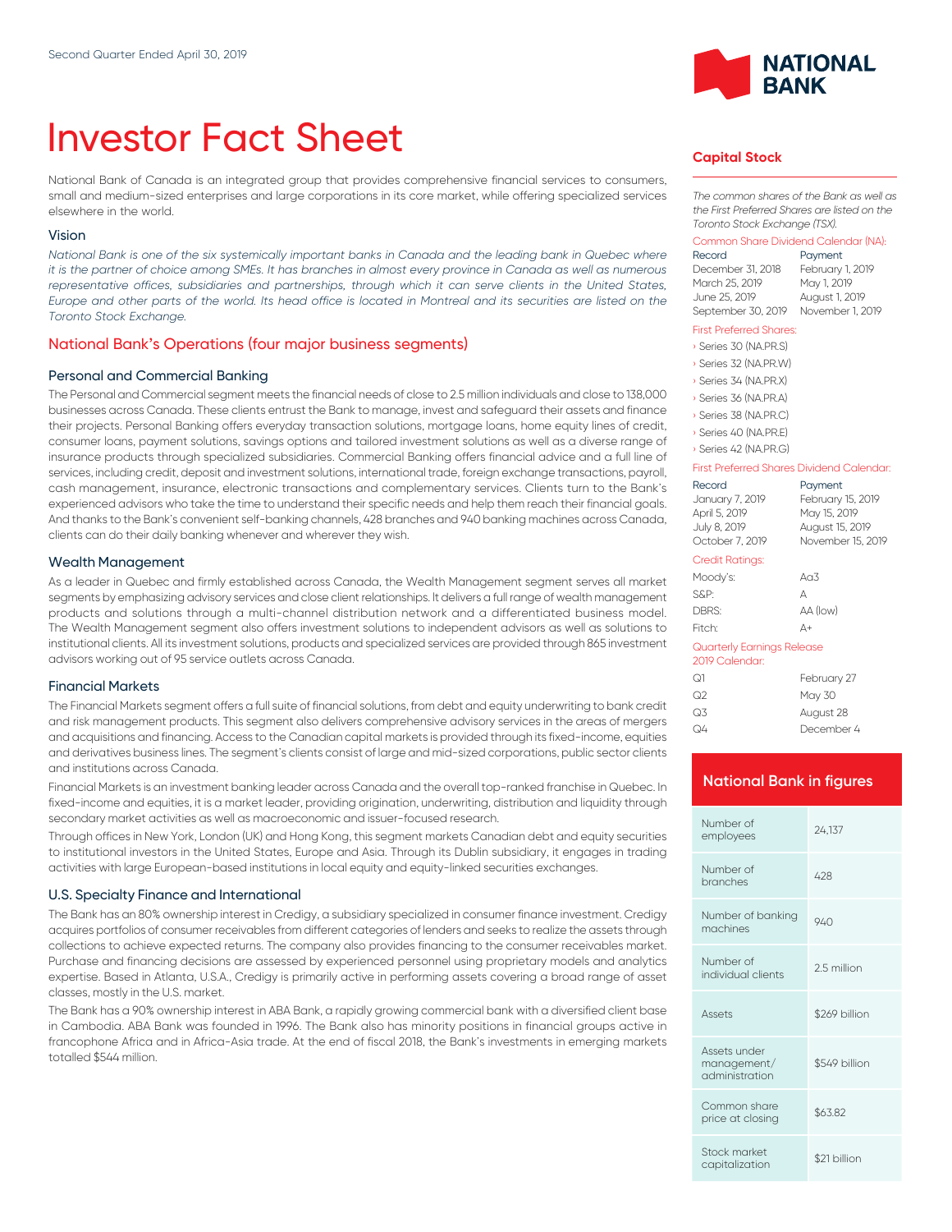Second Quarter Ended April 30, 2019

# Investor Fact Sheet

National Bank of Canada is an integrated group that provides comprehensive financial services to consumers, small and medium-sized enterprises and large corporations in its core market, while offering specialized services elsewhere in the world.

### Vision

*National Bank is one of the six systemically important banks in Canada and the leading bank in Quebec where it is the partner of choice among SMEs. It has branches in almost every province in Canada as well as numerous representative offices, subsidiaries and partnerships, through which it can serve clients in the United States, Europe and other parts of the world. Its head office is located in Montreal and its securities are listed on the Toronto Stock Exchange.*

## National Bank's Operations (four major business segments)

### Personal and Commercial Banking

The Personal and Commercial segment meets the financial needs of close to 2.5 million individuals and close to 138,000 businesses across Canada. These clients entrust the Bank to manage, invest and safeguard their assets and finance their projects. Personal Banking offers everyday transaction solutions, mortgage loans, home equity lines of credit, consumer loans, payment solutions, savings options and tailored investment solutions as well as a diverse range of insurance products through specialized subsidiaries. Commercial Banking offers financial advice and a full line of services, including credit, deposit and investment solutions, international trade, foreign exchange transactions, payroll, cash management, insurance, electronic transactions and complementary services. Clients turn to the Bank's experienced advisors who take the time to understand their specific needs and help them reach their financial goals. And thanks to the Bank's convenient self-banking channels, 428 branches and 940 banking machines across Canada, clients can do their daily banking whenever and wherever they wish.

### Wealth Management

As a leader in Quebec and firmly established across Canada, the Wealth Management segment serves all market segments by emphasizing advisory services and close client relationships. It delivers a full range of wealth management products and solutions through a multi-channel distribution network and a differentiated business model. The Wealth Management segment also offers investment solutions to independent advisors as well as solutions to institutional clients. All its investment solutions, products and specialized services are provided through 865 investment advisors working out of 95 service outlets across Canada.

### Financial Markets

The Financial Markets segment offers a full suite of financial solutions, from debt and equity underwriting to bank credit and risk management products. This segment also delivers comprehensive advisory services in the areas of mergers and acquisitions and financing. Access to the Canadian capital markets is provided through its fixed-income, equities and derivatives business lines. The segment's clients consist of large and mid-sized corporations, public sector clients and institutions across Canada.

Financial Markets is an investment banking leader across Canada and the overall top-ranked franchise in Quebec. In fixed-income and equities, it is a market leader, providing origination, underwriting, distribution and liquidity through secondary market activities as well as macroeconomic and issuer-focused research.

Through offices in New York, London (UK) and Hong Kong, this segment markets Canadian debt and equity securities to institutional investors in the United States, Europe and Asia. Through its Dublin subsidiary, it engages in trading activities with large European-based institutions in local equity and equity-linked securities exchanges.

### U.S. Specialty Finance and International

The Bank has an 80% ownership interest in Credigy, a subsidiary specialized in consumer finance investment. Credigy acquires portfolios of consumer receivables from different categories of lenders and seeks to realize the assets through collections to achieve expected returns. The company also provides financing to the consumer receivables market. Purchase and financing decisions are assessed by experienced personnel using proprietary models and analytics expertise. Based in Atlanta, U.S.A., Credigy is primarily active in performing assets covering a broad range of asset classes, mostly in the U.S. market.

The Bank has a 90% ownership interest in ABA Bank, a rapidly growing commercial bank with a diversified client base in Cambodia. ABA Bank was founded in 1996. The Bank also has minority positions in financial groups active in francophone Africa and in Africa-Asia trade. At the end of fiscal 2018, the Bank's investments in emerging markets totalled $544 million.

## Capital Stock

*The common shares of the Bank as well as the First Preferred Shares are listed on the Toronto Stock Exchange (TSX).*

**Common Share Dividend Calendar (NA):**

| Record | Payment |
|---|---|
| December 31, 2018 | February 1, 2019 |
| March 25, 2019 | May 1, 2019 |
| June 25, 2019 | August 1, 2019 |
| September 30, 2019 | November 1, 2019 |

**First Preferred Shares:**

- Series 30 (NA.PR.S)
- Series 32 (NA.PR.W)
- Series 34 (NA.PR.X)
- Series 36 (NA.PR.A)
- Series 38 (NA.PR.C)
- Series 40 (NA.PR.E)
- Series 42 (NA.PR.G)

**First Preferred Shares Dividend Calendar:**

| Record | Payment |
|---|---|
| January 7, 2019 | February 15, 2019 |
| April 5, 2019 | May 15, 2019 |
| July 8, 2019 | August 15, 2019 |
| October 7, 2019 | November 15, 2019 |

**Credit Ratings:**

| | |
|---|---|
| Moody's: | Aa3 |
| S&P: | A |
| DBRS: | AA (low) |
| Fitch: | A+ |

**Quarterly Earnings Release 2019 Calendar:**

| | |
|---|---|
| Q1 | February 27 |
| Q2 | May 30 |
| Q3 | August 28 |
| Q4 | December 4 |

## National Bank in figures

| | |
|---|---|
| Number of employees | 24,137 |
| Number of branches | 428 |
| Number of banking machines | 940 |
| Number of individual clients | 2.5 million |
| Assets | $269 billion |
| Assets under management/ administration | $549 billion |
| Common share price at closing | $63.82 |
| Stock market capitalization | $21 billion |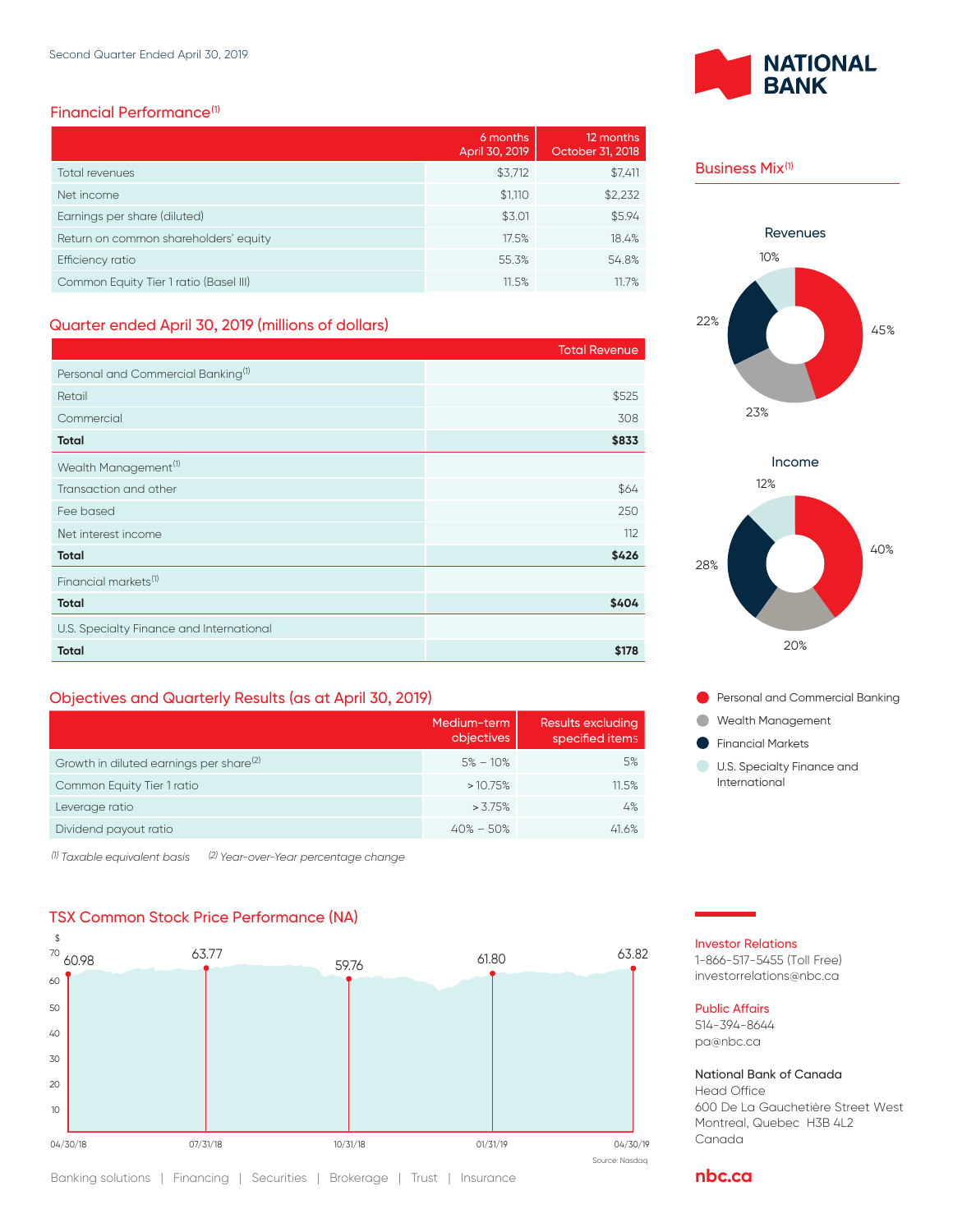Second Quarter Ended April 30, 2019

NATIONAL BANK

## Financial Performance[1]

| | 6 months April 30, 2019 | 12 months October 31, 2018 |
|---|---|---|
| Total revenues | $3,712 | $7,411 |
| Net income | $1,110 | $2,232 |
| Earnings per share (diluted) | $3.01 | $5.94 |
| Return on common shareholders' equity | 17.5% | 18.4% |
| Efficiency ratio | 55.3% | 54.8% |
| Common Equity Tier 1 ratio (Basel III) | 11.5% | 11.7% |

## Quarter ended April 30, 2019 (millions of dollars)

| | Total Revenue |
|---|---|
| Personal and Commercial Banking[1] | |
| Retail | $525 |
| Commercial | 308 |
| **Total** | **$833** |
| Wealth Management[1] | |
| Transaction and other | $64 |
| Fee based | 250 |
| Net interest income | 112 |
| **Total** | **$426** |
| Financial markets[1] | |
| **Total** | **$404** |
| U.S. Specialty Finance and International | |
| **Total** | **$178** |

## Objectives and Quarterly Results (as at April 30, 2019)

| | Medium-term objectives | Results excluding specified items |
|---|---|---|
| Growth in diluted earnings per share[2] | 5% – 10% | 5% |
| Common Equity Tier 1 ratio | > 10.75% | 11.5% |
| Leverage ratio | > 3.75% | 4% |
| Dividend payout ratio | 40% – 50% | 41.6% |

*[1] Taxable equivalent basis* *[2] Year-over-Year percentage change*

## Business Mix[1]

Revenues

45%
23%
22%
10%

Income

40%
20%
28%
12%

Personal and Commercial Banking
Wealth Management
Financial Markets
U.S. Specialty Finance and International

## TSX Common Stock Price Performance (NA)

$
70
60
50
40
30
20
10

60.98
63.77
59.76
61.80
63.82

04/30/18
07/31/18
10/31/18
01/31/19
04/30/19

Source: Nasdaq

Investor Relations
1-866-517-5455 (Toll Free)
investorrelations@nbc.ca

Public Affairs
514-394-8644
pa@nbc.ca

National Bank of Canada
Head Office
600 De La Gauchetière Street West
Montreal, Quebec H3B 4L2
Canada

Banking solutions | Financing | Securities | Brokerage | Trust | Insurance

nbc.ca